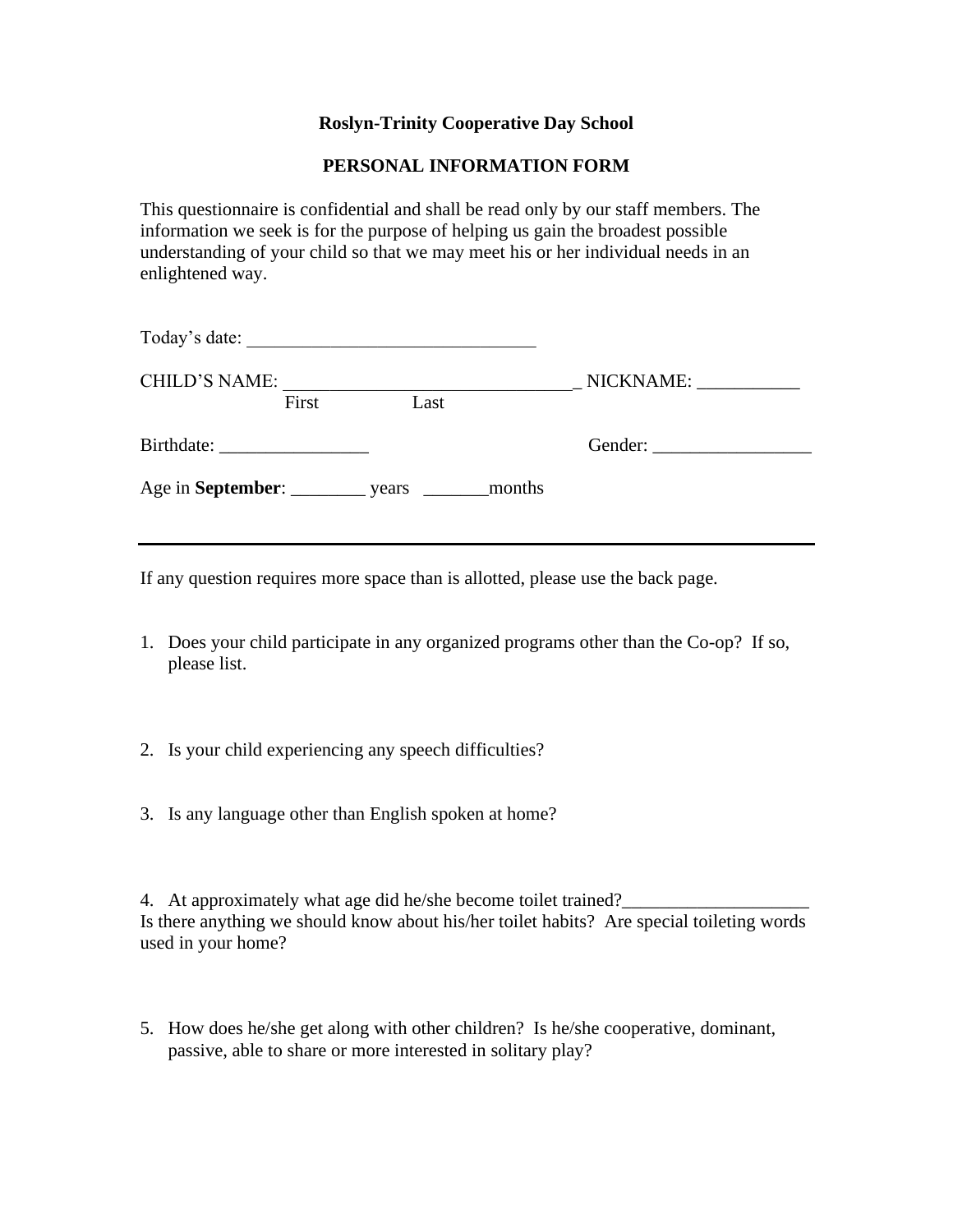**Roslyn-Trinity Cooperative Day School**

**PERSONAL INFORMATION FORM**

This questionnaire is confidential and shall be read only by our staff members. The information we seek is for the purpose of helping us gain the broadest possible understanding of your child so that we may meet his or her individual needs in an enlightened way.

Today's date: _______________________________

CHILD'S NAME: _______________________________ NICKNAME: ___________
First Last

Birthdate: ________________ Gender: _________________

Age in **September**: ________ years _______months

---

If any question requires more space than is allotted, please use the back page.

1. Does your child participate in any organized programs other than the Co-op? If so, please list.

2. Is your child experiencing any speech difficulties?

3. Is any language other than English spoken at home?

4. At approximately what age did he/she become toilet trained?____________________
Is there anything we should know about his/her toilet habits? Are special toileting words used in your home?

5. How does he/she get along with other children? Is he/she cooperative, dominant, passive, able to share or more interested in solitary play?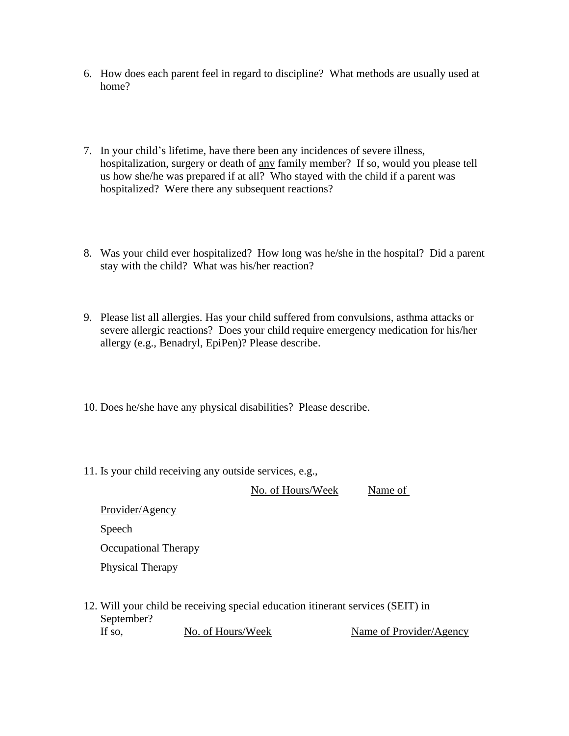6. How does each parent feel in regard to discipline? What methods are usually used at home?

7. In your child's lifetime, have there been any incidences of severe illness, hospitalization, surgery or death of <u>any</u> family member? If so, would you please tell us how she/he was prepared if at all? Who stayed with the child if a parent was hospitalized? Were there any subsequent reactions?

8. Was your child ever hospitalized? How long was he/she in the hospital? Did a parent stay with the child? What was his/her reaction?

9. Please list all allergies. Has your child suffered from convulsions, asthma attacks or severe allergic reactions? Does your child require emergency medication for his/her allergy (e.g., Benadryl, EpiPen)? Please describe.

10. Does he/she have any physical disabilities? Please describe.

11. Is your child receiving any outside services, e.g.,

|  | No. of Hours/Week | Name of Provider/Agency |
|---|---|---|
| Speech | | |
| Occupational Therapy | | |
| Physical Therapy | | |

12. Will your child be receiving special education itinerant services (SEIT) in September?

    If so, <u>No. of Hours/Week</u> <u>Name of Provider/Agency</u>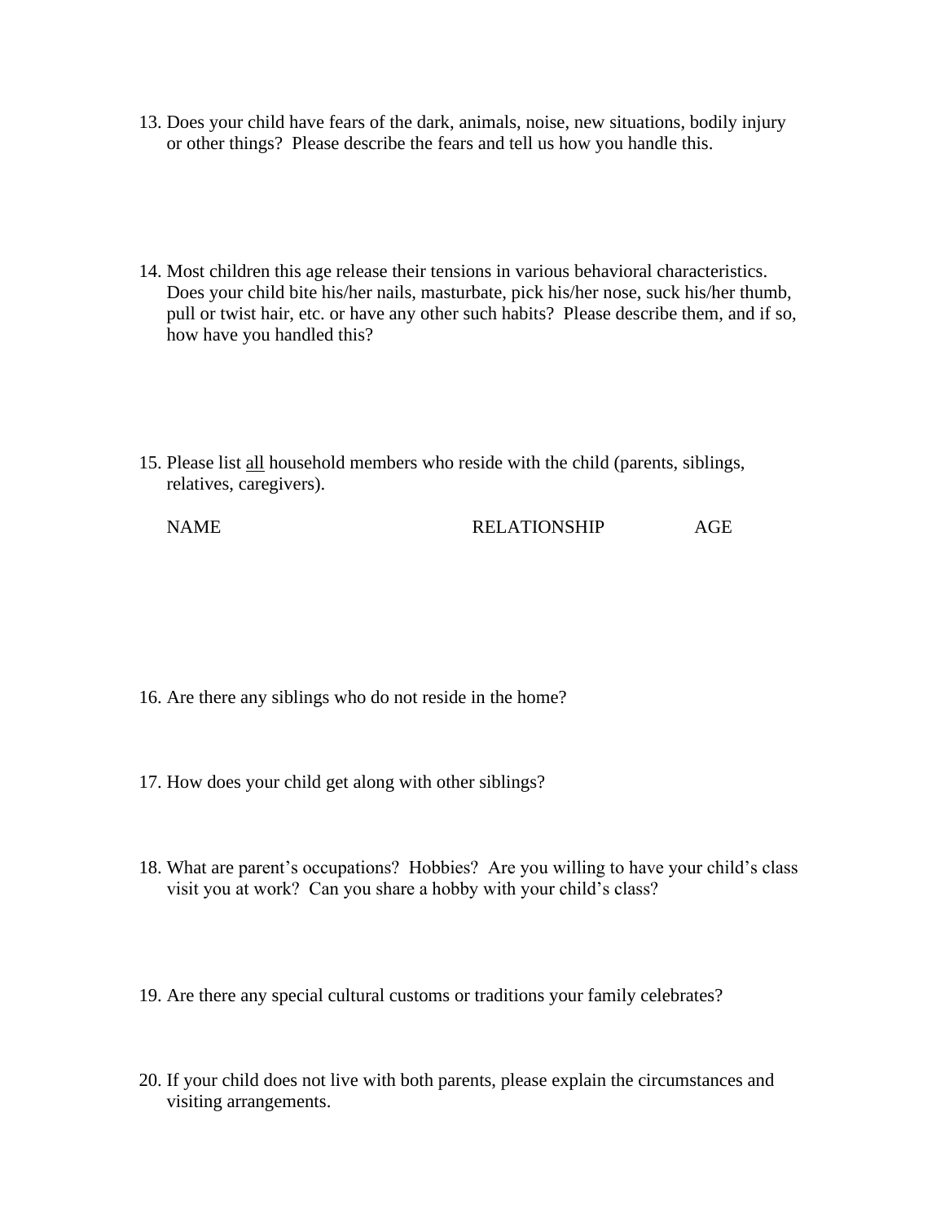13. Does your child have fears of the dark, animals, noise, new situations, bodily injury or other things? Please describe the fears and tell us how you handle this.

14. Most children this age release their tensions in various behavioral characteristics. Does your child bite his/her nails, masturbate, pick his/her nose, suck his/her thumb, pull or twist hair, etc. or have any other such habits? Please describe them, and if so, how have you handled this?

15. Please list <u>all</u> household members who reside with the child (parents, siblings, relatives, caregivers).

| NAME | RELATIONSHIP | AGE |
| --- | --- | --- |
| | | |

16. Are there any siblings who do not reside in the home?

17. How does your child get along with other siblings?

18. What are parent's occupations? Hobbies? Are you willing to have your child's class visit you at work? Can you share a hobby with your child's class?

19. Are there any special cultural customs or traditions your family celebrates?

20. If your child does not live with both parents, please explain the circumstances and visiting arrangements.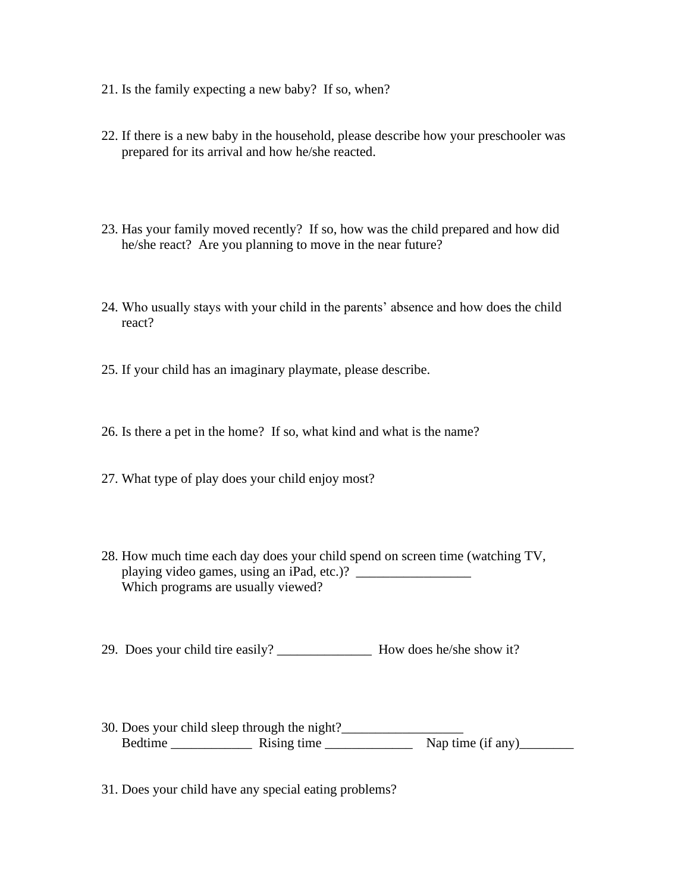21. Is the family expecting a new baby?  If so, when?

22. If there is a new baby in the household, please describe how your preschooler was prepared for its arrival and how he/she reacted.

23. Has your family moved recently?  If so, how was the child prepared and how did he/she react?  Are you planning to move in the near future?

24. Who usually stays with your child in the parents' absence and how does the child react?

25. If your child has an imaginary playmate, please describe.

26. Is there a pet in the home?  If so, what kind and what is the name?

27. What type of play does your child enjoy most?

28. How much time each day does your child spend on screen time (watching TV, playing video games, using an iPad, etc.)? _________________
    Which programs are usually viewed?

29. Does your child tire easily? ______________ How does he/she show it?

30. Does your child sleep through the night?__________________
    Bedtime ____________ Rising time _____________ Nap time (if any)________

31. Does your child have any special eating problems?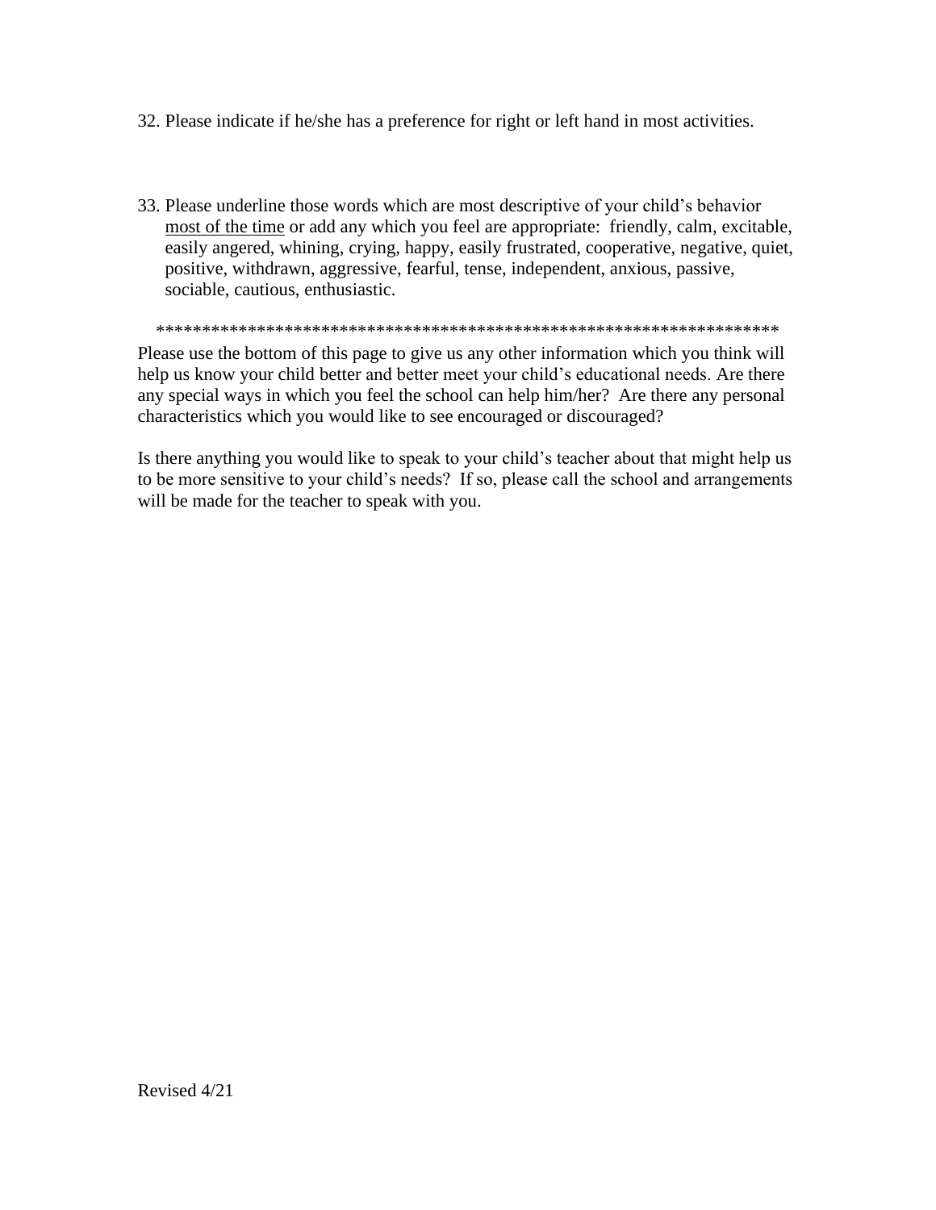32. Please indicate if he/she has a preference for right or left hand in most activities.

33. Please underline those words which are most descriptive of your child's behavior <u>most of the time</u> or add any which you feel are appropriate: friendly, calm, excitable, easily angered, whining, crying, happy, easily frustrated, cooperative, negative, quiet, positive, withdrawn, aggressive, fearful, tense, independent, anxious, passive, sociable, cautious, enthusiastic.

******************************************************************

Please use the bottom of this page to give us any other information which you think will help us know your child better and better meet your child's educational needs. Are there any special ways in which you feel the school can help him/her? Are there any personal characteristics which you would like to see encouraged or discouraged?

Is there anything you would like to speak to your child's teacher about that might help us to be more sensitive to your child's needs? If so, please call the school and arrangements will be made for the teacher to speak with you.

Revised 4/21